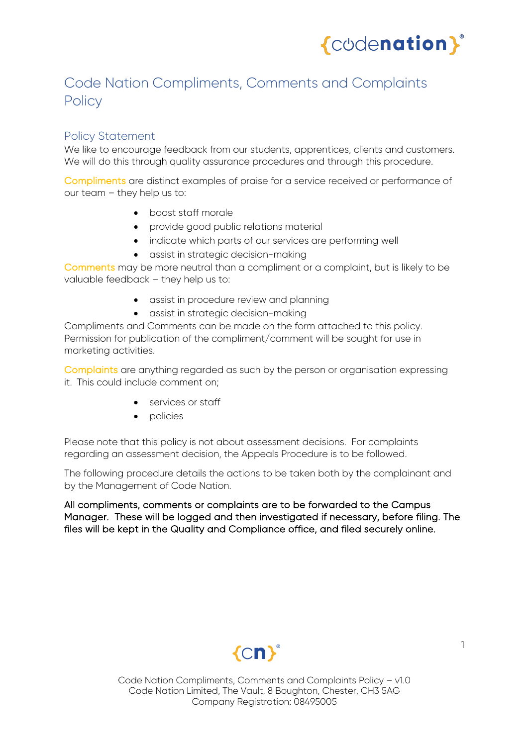# Code Nation Compliments, Comments and Complaints Policy

## Policy Statement

We like to encourage feedback from our students, apprentices, clients and customers. We will do this through quality assurance procedures and through this procedure.

Compliments are distinct examples of praise for a service received or performance of our team – they help us to:

- boost staff morale
- provide good public relations material
- indicate which parts of our services are performing well
- assist in strategic decision-making

Comments may be more neutral than a compliment or a complaint, but is likely to be valuable feedback – they help us to:

- assist in procedure review and planning
- assist in strategic decision-making

Compliments and Comments can be made on the form attached to this policy. Permission for publication of the compliment/comment will be sought for use in marketing activities.

Complaints are anything regarded as such by the person or organisation expressing it. This could include comment on;

- services or staff
- policies

Please note that this policy is not about assessment decisions. For complaints regarding an assessment decision, the Appeals Procedure is to be followed.

The following procedure details the actions to be taken both by the complainant and by the Management of Code Nation.

All compliments, comments or complaints are to be forwarded to the Campus Manager. These will be logged and then investigated if necessary, before filing. The files will be kept in the Quality and Compliance office, and filed securely online.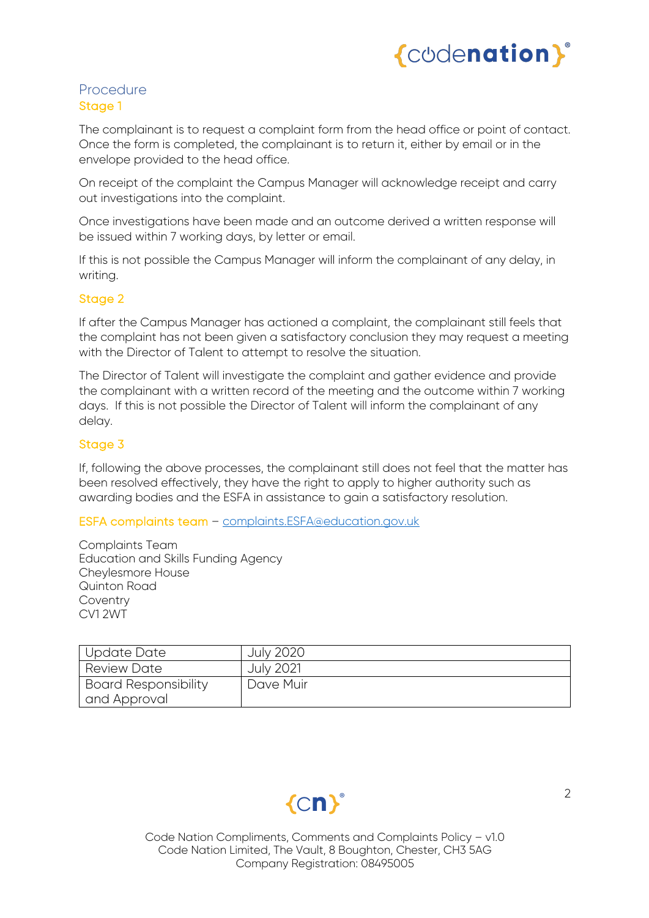## Procedure

### Stage 1

The complainant is to request a complaint form from the head office or point of contact. Once the form is completed, the complainant is to return it, either by email or in the envelope provided to the head office.

On receipt of the complaint the Campus Manager will acknowledge receipt and carry out investigations into the complaint.

Once investigations have been made and an outcome derived a written response will be issued within 7 working days, by letter or email.

If this is not possible the Campus Manager will inform the complainant of any delay, in writing.

### Stage 2

If after the Campus Manager has actioned a complaint, the complainant still feels that the complaint has not been given a satisfactory conclusion they may request a meeting with the Director of Talent to attempt to resolve the situation.

The Director of Talent will investigate the complaint and gather evidence and provide the complainant with a written record of the meeting and the outcome within 7 working days. If this is not possible the Director of Talent will inform the complainant of any delay.

### Stage 3

If, following the above processes, the complainant still does not feel that the matter has been resolved effectively, they have the right to apply to higher authority such as awarding bodies and the ESFA in assistance to gain a satisfactory resolution.

ESFA complaints team – complaints.ESFA@education.gov.uk

Complaints Team
Education and Skills Funding Agency
Cheylesmore House
Quinton Road
Coventry
CV1 2WT

| Update Date | July 2020 |
|---|---|
| Review Date | July 2021 |
| Board Responsibility and Approval | Dave Muir |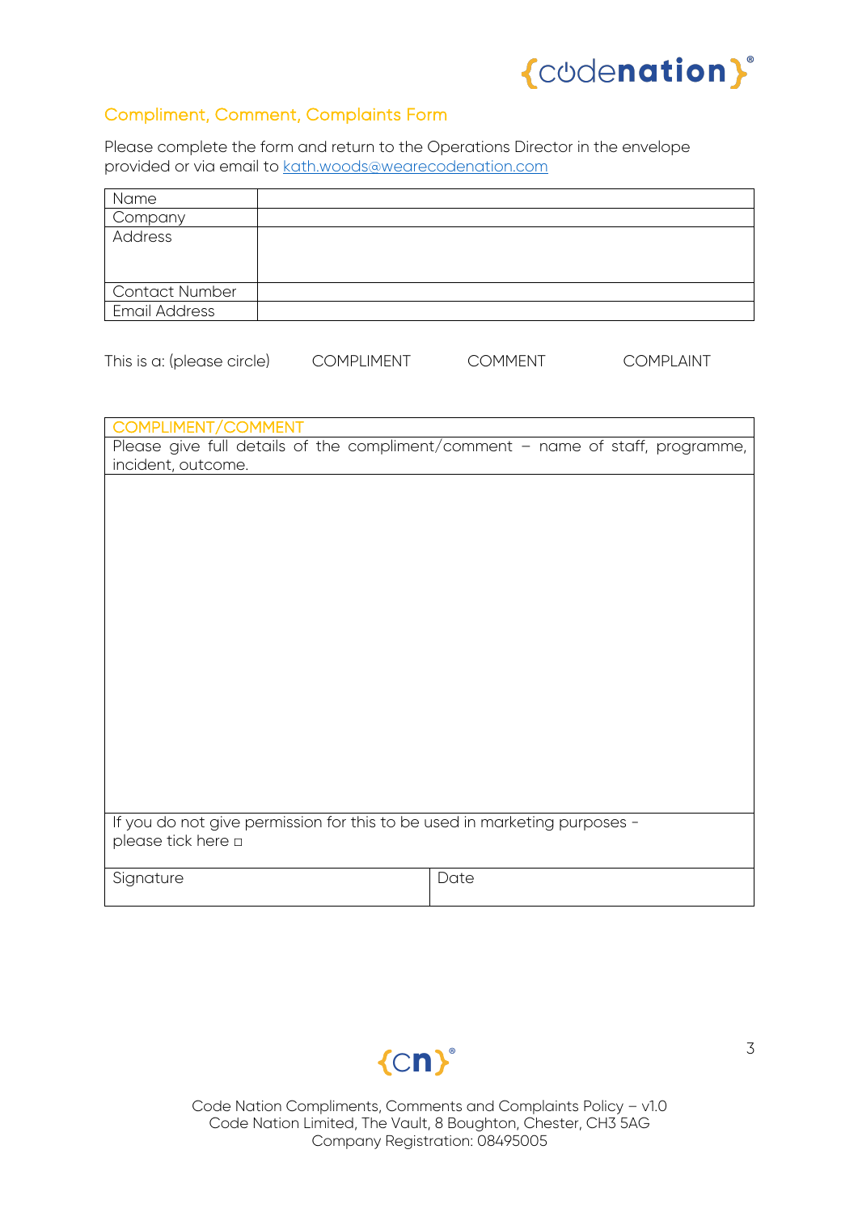## Compliment, Comment, Complaints Form

Please complete the form and return to the Operations Director in the envelope provided or via email to kath.woods@wearecodenation.com

| Name | |
|---|---|
| Company | |
| Address | |
| Contact Number | |
| Email Address | |

This is a: (please circle) COMPLIMENT COMMENT COMPLAINT

| COMPLIMENT/COMMENT | |
|---|---|
| Please give full details of the compliment/comment – name of staff, programme, incident, outcome. | |
| | |
| If you do not give permission for this to be used in marketing purposes - please tick here ☐ | |
| Signature | Date |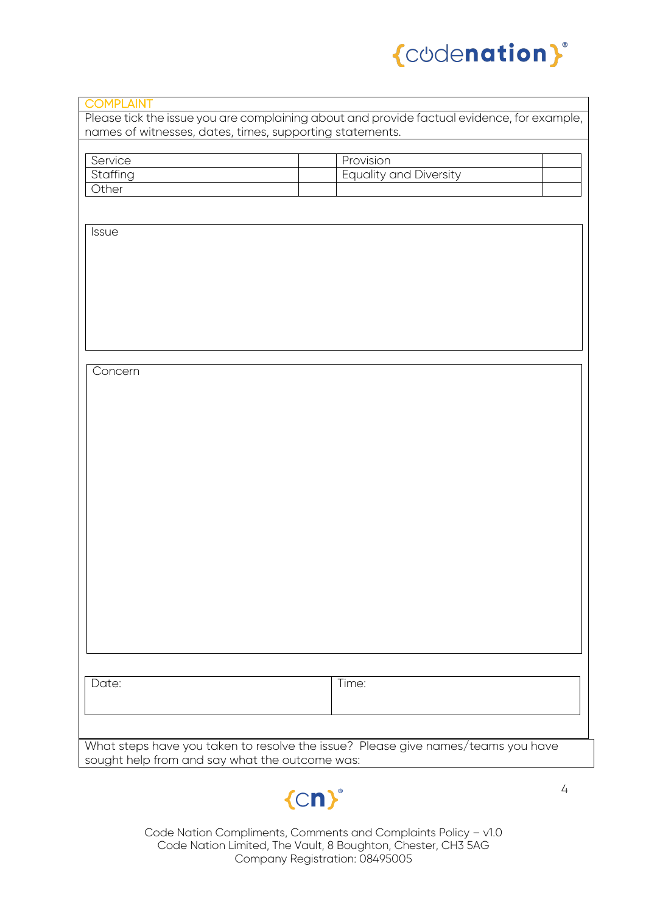## COMPLAINT

Please tick the issue you are complaining about and provide factual evidence, for example, names of witnesses, dates, times, supporting statements.

| | | | |
|---|---|---|---|
| Service | | Provision | |
| Staffing | | Equality and Diversity | |
| Other | | | |

| Issue |
|---|
| |

| Concern |
|---|
| |

| Date: | Time: |
|---|---|
| | |

What steps have you taken to resolve the issue? Please give names/teams you have sought help from and say what the outcome was: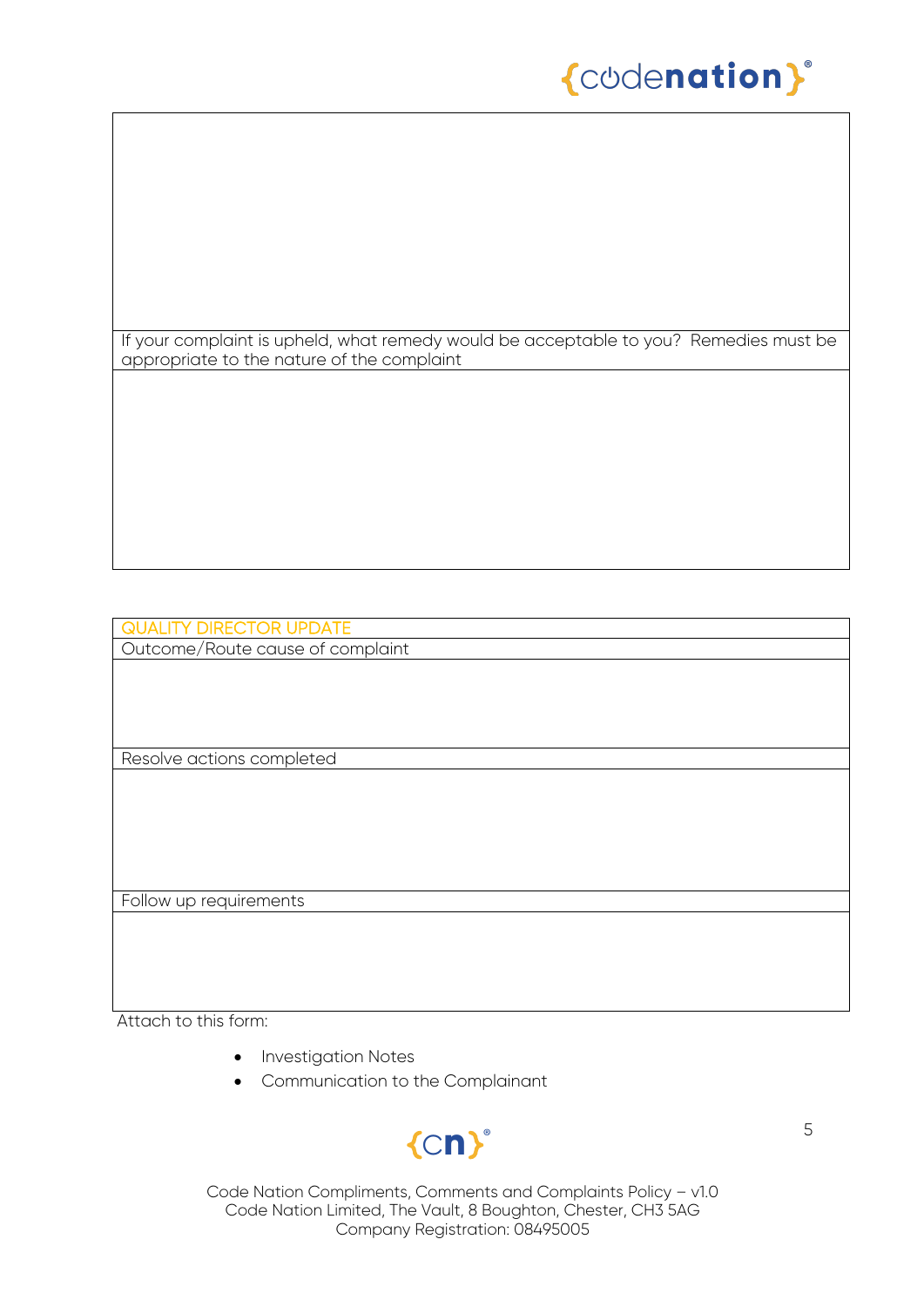| |
|---|
| |
| If your complaint is upheld, what remedy would be acceptable to you? Remedies must be appropriate to the nature of the complaint |
| |

| QUALITY DIRECTOR UPDATE |
|---|
| Outcome/Route cause of complaint |
| |
| Resolve actions completed |
| |
| Follow up requirements |
| |

Attach to this form:

- Investigation Notes
- Communication to the Complainant